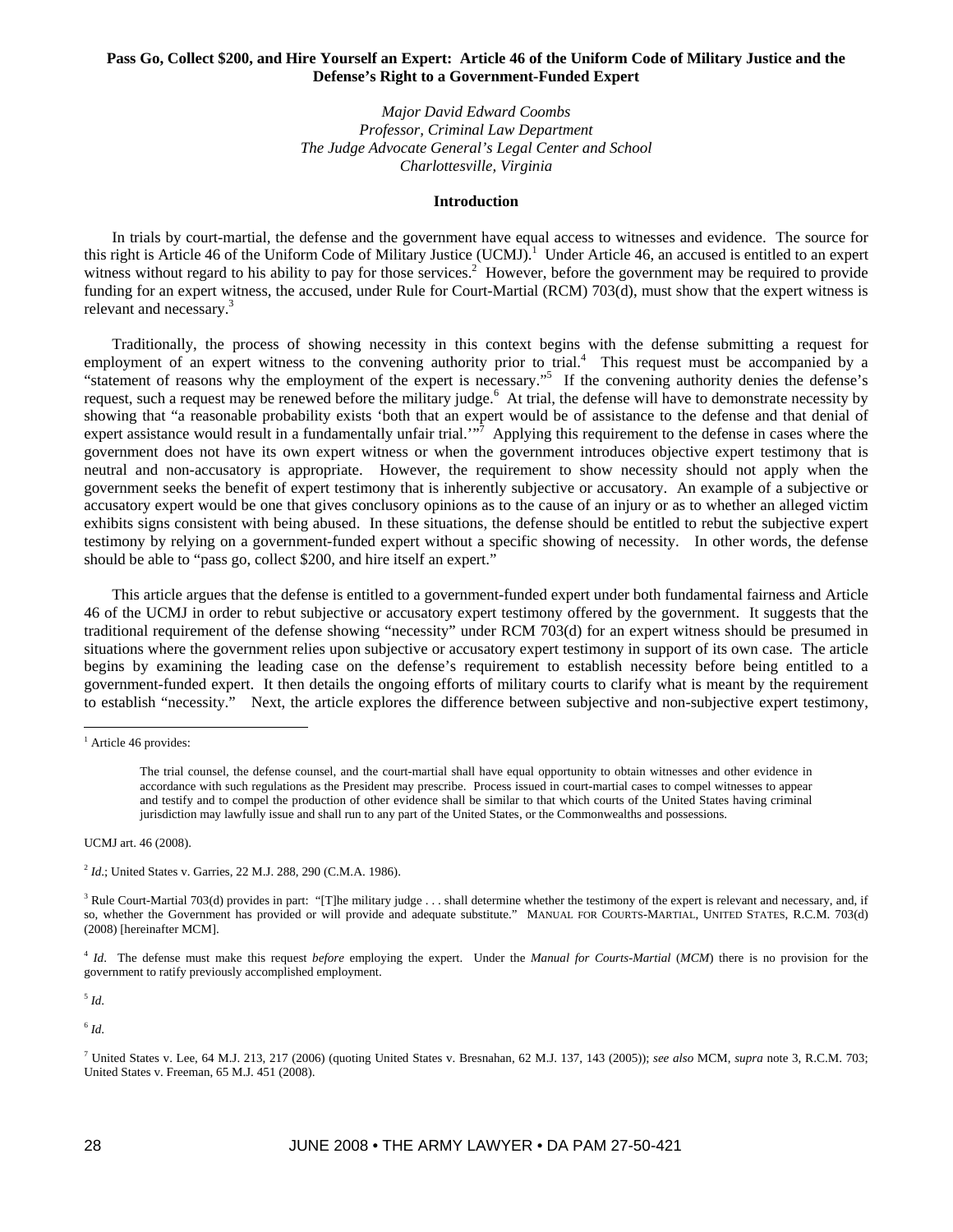# Pass Go, Collect $200, and Hire Yourself an Expert: Article 46 of the Uniform Code of Military Justice and the Defense's Right to a Government-Funded Expert

*Major David Edward Coombs*
*Professor, Criminal Law Department*
*The Judge Advocate General's Legal Center and School*
*Charlottesville, Virginia*

## Introduction

In trials by court-martial, the defense and the government have equal access to witnesses and evidence. The source for this right is Article 46 of the Uniform Code of Military Justice (UCMJ).[1] Under Article 46, an accused is entitled to an expert witness without regard to his ability to pay for those services.[2] However, before the government may be required to provide funding for an expert witness, the accused, under Rule for Court-Martial (RCM) 703(d), must show that the expert witness is relevant and necessary.[3]

Traditionally, the process of showing necessity in this context begins with the defense submitting a request for employment of an expert witness to the convening authority prior to trial.[4] This request must be accompanied by a "statement of reasons why the employment of the expert is necessary."[5] If the convening authority denies the defense's request, such a request may be renewed before the military judge.[6] At trial, the defense will have to demonstrate necessity by showing that "a reasonable probability exists 'both that an expert would be of assistance to the defense and that denial of expert assistance would result in a fundamentally unfair trial.'"[7] Applying this requirement to the defense in cases where the government does not have its own expert witness or when the government introduces objective expert testimony that is neutral and non-accusatory is appropriate. However, the requirement to show necessity should not apply when the government seeks the benefit of expert testimony that is inherently subjective or accusatory. An example of a subjective or accusatory expert would be one that gives conclusory opinions as to the cause of an injury or as to whether an alleged victim exhibits signs consistent with being abused. In these situations, the defense should be entitled to rebut the subjective expert testimony by relying on a government-funded expert without a specific showing of necessity. In other words, the defense should be able to "pass go, collect $200, and hire itself an expert."

This article argues that the defense is entitled to a government-funded expert under both fundamental fairness and Article 46 of the UCMJ in order to rebut subjective or accusatory expert testimony offered by the government. It suggests that the traditional requirement of the defense showing "necessity" under RCM 703(d) for an expert witness should be presumed in situations where the government relies upon subjective or accusatory expert testimony in support of its own case. The article begins by examining the leading case on the defense's requirement to establish necessity before being entitled to a government-funded expert. It then details the ongoing efforts of military courts to clarify what is meant by the requirement to establish "necessity." Next, the article explores the difference between subjective and non-subjective expert testimony,

---

[1] Article 46 provides:

> The trial counsel, the defense counsel, and the court-martial shall have equal opportunity to obtain witnesses and other evidence in accordance with such regulations as the President may prescribe. Process issued in court-martial cases to compel witnesses to appear and testify and to compel the production of other evidence shall be similar to that which courts of the United States having criminal jurisdiction may lawfully issue and shall run to any part of the United States, or the Commonwealths and possessions.

UCMJ art. 46 (2008).

[2] *Id.*; United States v. Garries, 22 M.J. 288, 290 (C.M.A. 1986).

[3] Rule Court-Martial 703(d) provides in part: "[T]he military judge . . . shall determine whether the testimony of the expert is relevant and necessary, and, if so, whether the Government has provided or will provide and adequate substitute." MANUAL FOR COURTS-MARTIAL, UNITED STATES, R.C.M. 703(d) (2008) [hereinafter MCM].

[4] *Id*. The defense must make this request *before* employing the expert. Under the *Manual for Courts-Martial* (*MCM*) there is no provision for the government to ratify previously accomplished employment.

[5] *Id.*

[6] *Id.*

[7] United States v. Lee, 64 M.J. 213, 217 (2006) (quoting United States v. Bresnahan, 62 M.J. 137, 143 (2005)); *see also* MCM, *supra* note 3, R.C.M. 703; United States v. Freeman, 65 M.J. 451 (2008).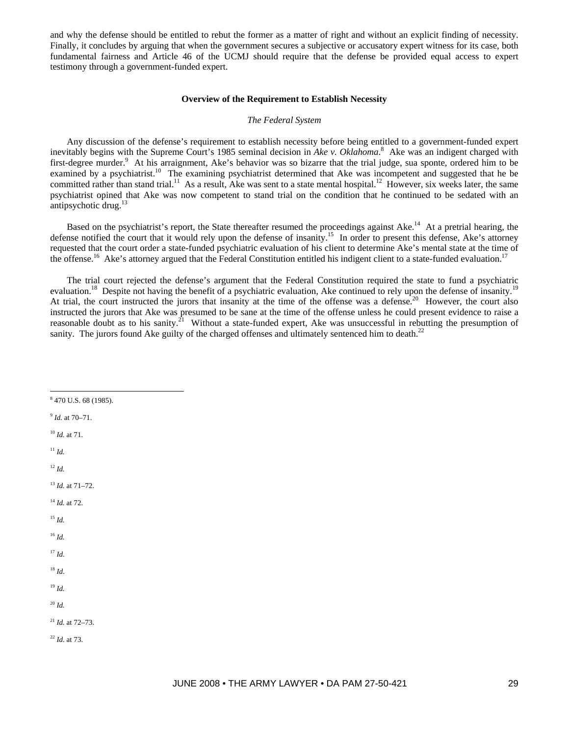and why the defense should be entitled to rebut the former as a matter of right and without an explicit finding of necessity. Finally, it concludes by arguing that when the government secures a subjective or accusatory expert witness for its case, both fundamental fairness and Article 46 of the UCMJ should require that the defense be provided equal access to expert testimony through a government-funded expert.

**Overview of the Requirement to Establish Necessity**

*The Federal System*

Any discussion of the defense's requirement to establish necessity before being entitled to a government-funded expert inevitably begins with the Supreme Court's 1985 seminal decision in *Ake v. Oklahoma*.[8] Ake was an indigent charged with first-degree murder.[9] At his arraignment, Ake's behavior was so bizarre that the trial judge, sua sponte, ordered him to be examined by a psychiatrist.[10] The examining psychiatrist determined that Ake was incompetent and suggested that he be committed rather than stand trial.[11] As a result, Ake was sent to a state mental hospital.[12] However, six weeks later, the same psychiatrist opined that Ake was now competent to stand trial on the condition that he continued to be sedated with an antipsychotic drug.[13]

Based on the psychiatrist's report, the State thereafter resumed the proceedings against Ake.[14] At a pretrial hearing, the defense notified the court that it would rely upon the defense of insanity.[15] In order to present this defense, Ake's attorney requested that the court order a state-funded psychiatric evaluation of his client to determine Ake's mental state at the time of the offense.[16] Ake's attorney argued that the Federal Constitution entitled his indigent client to a state-funded evaluation.[17]

The trial court rejected the defense's argument that the Federal Constitution required the state to fund a psychiatric evaluation.[18] Despite not having the benefit of a psychiatric evaluation, Ake continued to rely upon the defense of insanity.[19] At trial, the court instructed the jurors that insanity at the time of the offense was a defense.[20] However, the court also instructed the jurors that Ake was presumed to be sane at the time of the offense unless he could present evidence to raise a reasonable doubt as to his sanity.[21] Without a state-funded expert, Ake was unsuccessful in rebutting the presumption of sanity. The jurors found Ake guilty of the charged offenses and ultimately sentenced him to death.[22]

---

[8] 470 U.S. 68 (1985).

[9] *Id.* at 70–71.

[10] *Id.* at 71.

[11] *Id.*

[12] *Id.*

[13] *Id.* at 71–72.

[14] *Id.* at 72.

[15] *Id.*

[16] *Id.*

[17] *Id.*

[18] *Id.*

[19] *Id.*

[20] *Id.*

[21] *Id.* at 72–73.

[22] *Id.* at 73.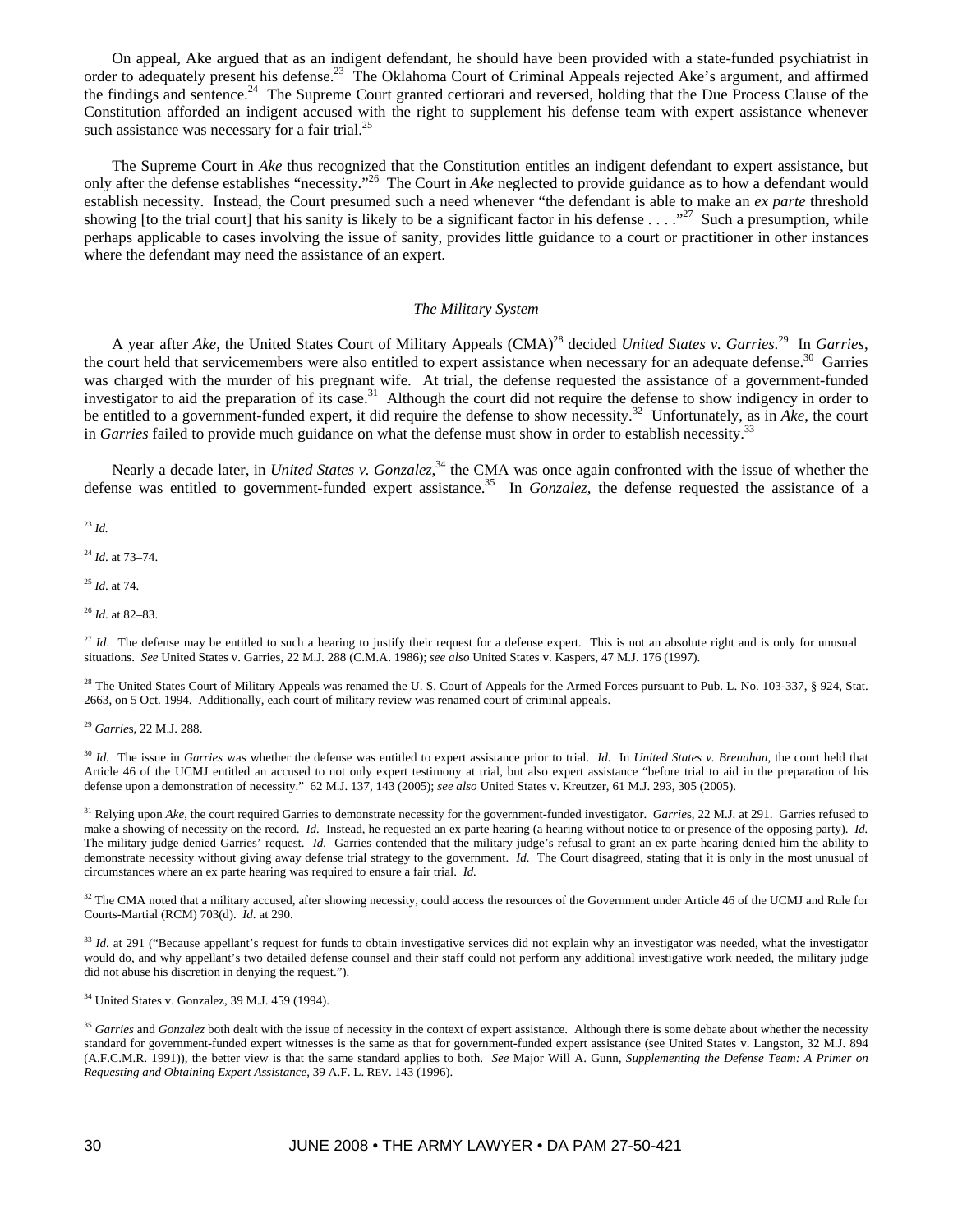On appeal, Ake argued that as an indigent defendant, he should have been provided with a state-funded psychiatrist in order to adequately present his defense.[23] The Oklahoma Court of Criminal Appeals rejected Ake's argument, and affirmed the findings and sentence.[24] The Supreme Court granted certiorari and reversed, holding that the Due Process Clause of the Constitution afforded an indigent accused with the right to supplement his defense team with expert assistance whenever such assistance was necessary for a fair trial.[25]

The Supreme Court in *Ake* thus recognized that the Constitution entitles an indigent defendant to expert assistance, but only after the defense establishes "necessity."[26] The Court in *Ake* neglected to provide guidance as to how a defendant would establish necessity. Instead, the Court presumed such a need whenever "the defendant is able to make an *ex parte* threshold showing [to the trial court] that his sanity is likely to be a significant factor in his defense . . . ."[27] Such a presumption, while perhaps applicable to cases involving the issue of sanity, provides little guidance to a court or practitioner in other instances where the defendant may need the assistance of an expert.

### *The Military System*

A year after *Ake*, the United States Court of Military Appeals (CMA)[28] decided *United States v. Garries*.[29] In *Garries*, the court held that servicemembers were also entitled to expert assistance when necessary for an adequate defense.[30] Garries was charged with the murder of his pregnant wife. At trial, the defense requested the assistance of a government-funded investigator to aid the preparation of its case.[31] Although the court did not require the defense to show indigency in order to be entitled to a government-funded expert, it did require the defense to show necessity.[32] Unfortunately, as in *Ake*, the court in *Garries* failed to provide much guidance on what the defense must show in order to establish necessity.[33]

Nearly a decade later, in *United States v. Gonzalez*,[34] the CMA was once again confronted with the issue of whether the defense was entitled to government-funded expert assistance.[35] In *Gonzalez*, the defense requested the assistance of a

---

[23] *Id.*

[24] *Id.* at 73–74.

[25] *Id.* at 74.

[26] *Id.* at 82–83.

[27] *Id*. The defense may be entitled to such a hearing to justify their request for a defense expert. This is not an absolute right and is only for unusual situations. *See* United States v. Garries, 22 M.J. 288 (C.M.A. 1986); *see also* United States v. Kaspers, 47 M.J. 176 (1997).

[28] The United States Court of Military Appeals was renamed the U. S. Court of Appeals for the Armed Forces pursuant to Pub. L. No. 103-337, § 924, Stat. 2663, on 5 Oct. 1994. Additionally, each court of military review was renamed court of criminal appeals.

[29] *Garries*, 22 M.J. 288.

[30] *Id.* The issue in *Garries* was whether the defense was entitled to expert assistance prior to trial. *Id*. In *United States v. Brenahan*, the court held that Article 46 of the UCMJ entitled an accused to not only expert testimony at trial, but also expert assistance "before trial to aid in the preparation of his defense upon a demonstration of necessity." 62 M.J. 137, 143 (2005); *see also* United States v. Kreutzer, 61 M.J. 293, 305 (2005).

[31] Relying upon *Ake*, the court required Garries to demonstrate necessity for the government-funded investigator. *Garries*, 22 M.J. at 291. Garries refused to make a showing of necessity on the record. *Id.* Instead, he requested an ex parte hearing (a hearing without notice to or presence of the opposing party). *Id.* The military judge denied Garries' request. *Id.* Garries contended that the military judge's refusal to grant an ex parte hearing denied him the ability to demonstrate necessity without giving away defense trial strategy to the government. *Id.* The Court disagreed, stating that it is only in the most unusual of circumstances where an ex parte hearing was required to ensure a fair trial. *Id.*

[32] The CMA noted that a military accused, after showing necessity, could access the resources of the Government under Article 46 of the UCMJ and Rule for Courts-Martial (RCM) 703(d). *Id.* at 290.

[33] *Id.* at 291 ("Because appellant's request for funds to obtain investigative services did not explain why an investigator was needed, what the investigator would do, and why appellant's two detailed defense counsel and their staff could not perform any additional investigative work needed, the military judge did not abuse his discretion in denying the request.").

[34] United States v. Gonzalez, 39 M.J. 459 (1994).

[35] *Garries* and *Gonzalez* both dealt with the issue of necessity in the context of expert assistance. Although there is some debate about whether the necessity standard for government-funded expert witnesses is the same as that for government-funded expert assistance (see United States v. Langston, 32 M.J. 894 (A.F.C.M.R. 1991)), the better view is that the same standard applies to both. *See* Major Will A. Gunn, *Supplementing the Defense Team: A Primer on Requesting and Obtaining Expert Assistance*, 39 A.F. L. REV. 143 (1996).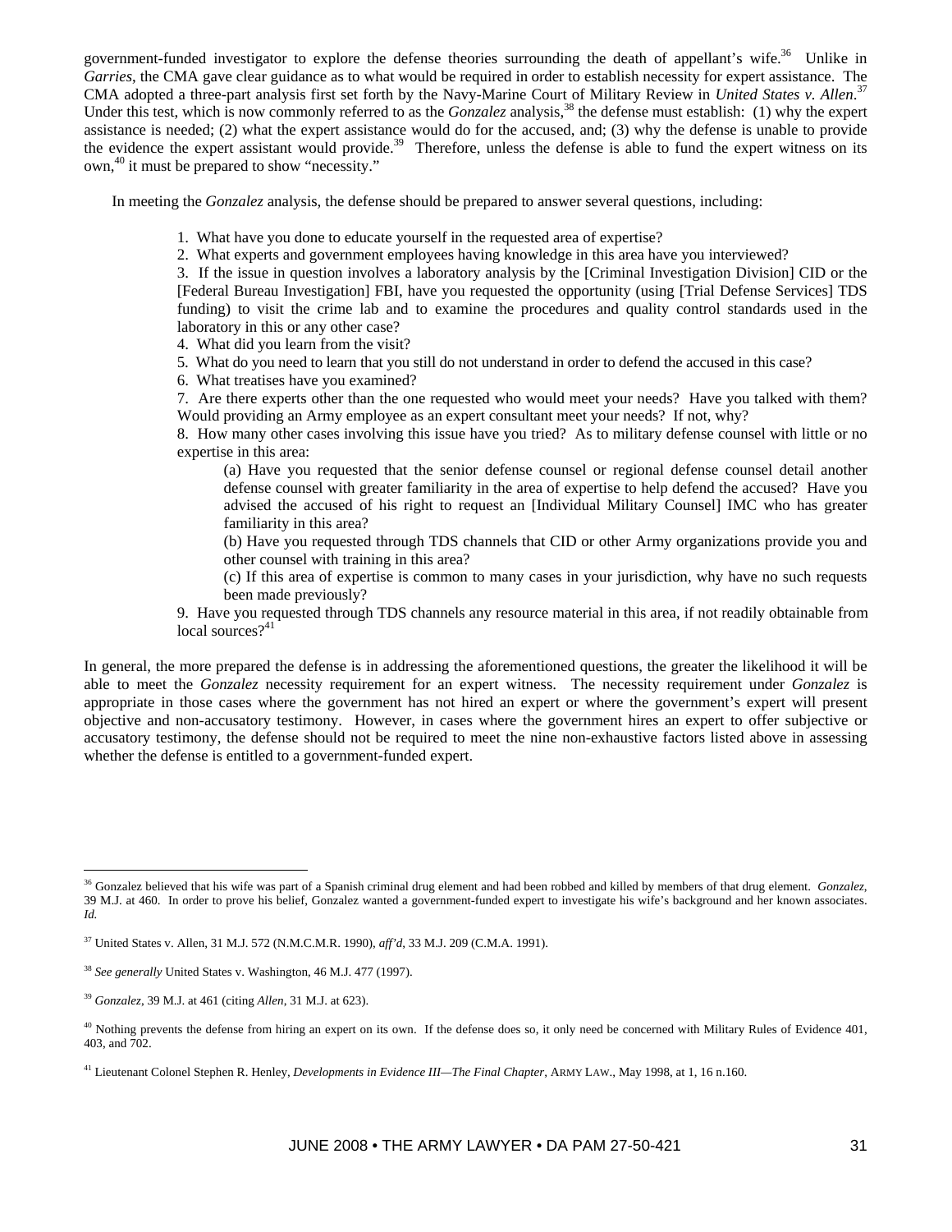government-funded investigator to explore the defense theories surrounding the death of appellant's wife.[36] Unlike in *Garries*, the CMA gave clear guidance as to what would be required in order to establish necessity for expert assistance. The CMA adopted a three-part analysis first set forth by the Navy-Marine Court of Military Review in *United States v. Allen*.[37] Under this test, which is now commonly referred to as the *Gonzalez* analysis,[38] the defense must establish: (1) why the expert assistance is needed; (2) what the expert assistance would do for the accused, and; (3) why the defense is unable to provide the evidence the expert assistant would provide.[39] Therefore, unless the defense is able to fund the expert witness on its own,[40] it must be prepared to show "necessity."

In meeting the *Gonzalez* analysis, the defense should be prepared to answer several questions, including:

> 1. What have you done to educate yourself in the requested area of expertise?
> 2. What experts and government employees having knowledge in this area have you interviewed?
> 3. If the issue in question involves a laboratory analysis by the [Criminal Investigation Division] CID or the [Federal Bureau Investigation] FBI, have you requested the opportunity (using [Trial Defense Services] TDS funding) to visit the crime lab and to examine the procedures and quality control standards used in the laboratory in this or any other case?
> 4. What did you learn from the visit?
> 5. What do you need to learn that you still do not understand in order to defend the accused in this case?
> 6. What treatises have you examined?
> 7. Are there experts other than the one requested who would meet your needs? Have you talked with them? Would providing an Army employee as an expert consultant meet your needs? If not, why?
> 8. How many other cases involving this issue have you tried? As to military defense counsel with little or no expertise in this area:
>
> (a) Have you requested that the senior defense counsel or regional defense counsel detail another defense counsel with greater familiarity in the area of expertise to help defend the accused? Have you advised the accused of his right to request an [Individual Military Counsel] IMC who has greater familiarity in this area?
>
> (b) Have you requested through TDS channels that CID or other Army organizations provide you and other counsel with training in this area?
>
> (c) If this area of expertise is common to many cases in your jurisdiction, why have no such requests been made previously?
>
> 9. Have you requested through TDS channels any resource material in this area, if not readily obtainable from local sources?[41]

In general, the more prepared the defense is in addressing the aforementioned questions, the greater the likelihood it will be able to meet the *Gonzalez* necessity requirement for an expert witness. The necessity requirement under *Gonzalez* is appropriate in those cases where the government has not hired an expert or where the government's expert will present objective and non-accusatory testimony. However, in cases where the government hires an expert to offer subjective or accusatory testimony, the defense should not be required to meet the nine non-exhaustive factors listed above in assessing whether the defense is entitled to a government-funded expert.

---

[36] Gonzalez believed that his wife was part of a Spanish criminal drug element and had been robbed and killed by members of that drug element. *Gonzalez*, 39 M.J. at 460. In order to prove his belief, Gonzalez wanted a government-funded expert to investigate his wife's background and her known associates. *Id.*

[37] United States v. Allen, 31 M.J. 572 (N.M.C.M.R. 1990), *aff'd*, 33 M.J. 209 (C.M.A. 1991).

[38] *See generally* United States v. Washington, 46 M.J. 477 (1997).

[39] *Gonzalez*, 39 M.J. at 461 (citing *Allen*, 31 M.J. at 623).

[40] Nothing prevents the defense from hiring an expert on its own. If the defense does so, it only need be concerned with Military Rules of Evidence 401, 403, and 702.

[41] Lieutenant Colonel Stephen R. Henley, *Developments in Evidence III—The Final Chapter*, ARMY LAW., May 1998, at 1, 16 n.160.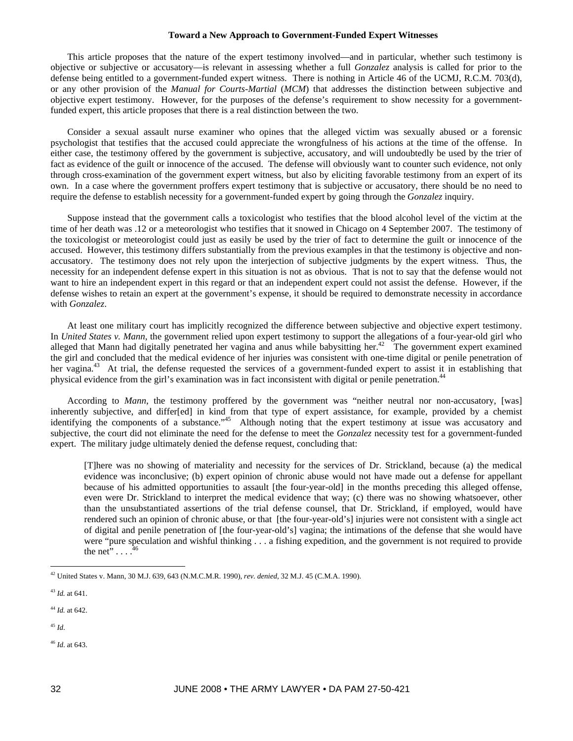This article proposes that the nature of the expert testimony involved—and in particular, whether such testimony is objective or subjective or accusatory—is relevant in assessing whether a full *Gonzalez* analysis is called for prior to the defense being entitled to a government-funded expert witness. There is nothing in Article 46 of the UCMJ, R.C.M. 703(d), or any other provision of the *Manual for Courts-Martial* (*MCM*) that addresses the distinction between subjective and objective expert testimony. However, for the purposes of the defense's requirement to show necessity for a government-funded expert, this article proposes that there is a real distinction between the two.

Consider a sexual assault nurse examiner who opines that the alleged victim was sexually abused or a forensic psychologist that testifies that the accused could appreciate the wrongfulness of his actions at the time of the offense. In either case, the testimony offered by the government is subjective, accusatory, and will undoubtedly be used by the trier of fact as evidence of the guilt or innocence of the accused. The defense will obviously want to counter such evidence, not only through cross-examination of the government expert witness, but also by eliciting favorable testimony from an expert of its own. In a case where the government proffers expert testimony that is subjective or accusatory, there should be no need to require the defense to establish necessity for a government-funded expert by going through the *Gonzalez* inquiry.

Suppose instead that the government calls a toxicologist who testifies that the blood alcohol level of the victim at the time of her death was .12 or a meteorologist who testifies that it snowed in Chicago on 4 September 2007. The testimony of the toxicologist or meteorologist could just as easily be used by the trier of fact to determine the guilt or innocence of the accused. However, this testimony differs substantially from the previous examples in that the testimony is objective and non-accusatory. The testimony does not rely upon the interjection of subjective judgments by the expert witness. Thus, the necessity for an independent defense expert in this situation is not as obvious. That is not to say that the defense would not want to hire an independent expert in this regard or that an independent expert could not assist the defense. However, if the defense wishes to retain an expert at the government's expense, it should be required to demonstrate necessity in accordance with *Gonzalez*.

At least one military court has implicitly recognized the difference between subjective and objective expert testimony. In *United States v. Mann*, the government relied upon expert testimony to support the allegations of a four-year-old girl who alleged that Mann had digitally penetrated her vagina and anus while babysitting her.[42] The government expert examined the girl and concluded that the medical evidence of her injuries was consistent with one-time digital or penile penetration of her vagina.[43] At trial, the defense requested the services of a government-funded expert to assist it in establishing that physical evidence from the girl's examination was in fact inconsistent with digital or penile penetration.[44]

According to *Mann*, the testimony proffered by the government was "neither neutral nor non-accusatory, [was] inherently subjective, and differ[ed] in kind from that type of expert assistance, for example, provided by a chemist identifying the components of a substance."[45] Although noting that the expert testimony at issue was accusatory and subjective, the court did not eliminate the need for the defense to meet the *Gonzalez* necessity test for a government-funded expert. The military judge ultimately denied the defense request, concluding that:

> [T]here was no showing of materiality and necessity for the services of Dr. Strickland, because (a) the medical evidence was inconclusive; (b) expert opinion of chronic abuse would not have made out a defense for appellant because of his admitted opportunities to assault [the four-year-old] in the months preceding this alleged offense, even were Dr. Strickland to interpret the medical evidence that way; (c) there was no showing whatsoever, other than the unsubstantiated assertions of the trial defense counsel, that Dr. Strickland, if employed, would have rendered such an opinion of chronic abuse, or that [the four-year-old's] injuries were not consistent with a single act of digital and penile penetration of [the four-year-old's] vagina; the intimations of the defense that she would have were "pure speculation and wishful thinking . . . a fishing expedition, and the government is not required to provide the net" . . . .[46]

---

[42] United States v. Mann, 30 M.J. 639, 643 (N.M.C.M.R. 1990), *rev. denied*, 32 M.J. 45 (C.M.A. 1990).

[43] *Id.* at 641.

[44] *Id.* at 642.

[45] *Id.*

[46] *Id.* at 643.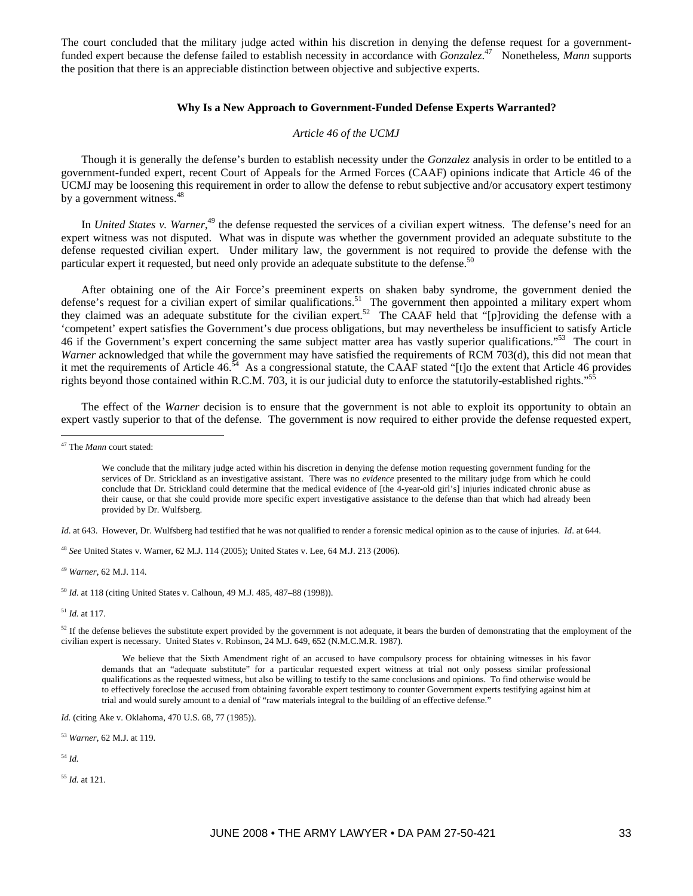The court concluded that the military judge acted within his discretion in denying the defense request for a government-funded expert because the defense failed to establish necessity in accordance with *Gonzalez*.[47] Nonetheless, *Mann* supports the position that there is an appreciable distinction between objective and subjective experts.

## Why Is a New Approach to Government-Funded Defense Experts Warranted?

### *Article 46 of the UCMJ*

Though it is generally the defense's burden to establish necessity under the *Gonzalez* analysis in order to be entitled to a government-funded expert, recent Court of Appeals for the Armed Forces (CAAF) opinions indicate that Article 46 of the UCMJ may be loosening this requirement in order to allow the defense to rebut subjective and/or accusatory expert testimony by a government witness.[48]

In *United States v. Warner*,[49] the defense requested the services of a civilian expert witness. The defense's need for an expert witness was not disputed. What was in dispute was whether the government provided an adequate substitute to the defense requested civilian expert. Under military law, the government is not required to provide the defense with the particular expert it requested, but need only provide an adequate substitute to the defense.[50]

After obtaining one of the Air Force's preeminent experts on shaken baby syndrome, the government denied the defense's request for a civilian expert of similar qualifications.[51] The government then appointed a military expert whom they claimed was an adequate substitute for the civilian expert.[52] The CAAF held that "[p]roviding the defense with a 'competent' expert satisfies the Government's due process obligations, but may nevertheless be insufficient to satisfy Article 46 if the Government's expert concerning the same subject matter area has vastly superior qualifications."[53] The court in *Warner* acknowledged that while the government may have satisfied the requirements of RCM 703(d), this did not mean that it met the requirements of Article 46.[54] As a congressional statute, the CAAF stated "[t]o the extent that Article 46 provides rights beyond those contained within R.C.M. 703, it is our judicial duty to enforce the statutorily-established rights."[55]

The effect of the *Warner* decision is to ensure that the government is not able to exploit its opportunity to obtain an expert vastly superior to that of the defense. The government is now required to either provide the defense requested expert,

---

[47] The *Mann* court stated:

> We conclude that the military judge acted within his discretion in denying the defense motion requesting government funding for the services of Dr. Strickland as an investigative assistant. There was no *evidence* presented to the military judge from which he could conclude that Dr. Strickland could determine that the medical evidence of [the 4-year-old girl's] injuries indicated chronic abuse as their cause, or that she could provide more specific expert investigative assistance to the defense than that which had already been provided by Dr. Wulfsberg.

*Id*. at 643. However, Dr. Wulfsberg had testified that he was not qualified to render a forensic medical opinion as to the cause of injuries. *Id*. at 644.

[48] *See* United States v. Warner, 62 M.J. 114 (2005); United States v. Lee, 64 M.J. 213 (2006).

[49] *Warner*, 62 M.J. 114.

[50] *Id*. at 118 (citing United States v. Calhoun, 49 M.J. 485, 487–88 (1998)).

[51] *Id.* at 117.

[52] If the defense believes the substitute expert provided by the government is not adequate, it bears the burden of demonstrating that the employment of the civilian expert is necessary. United States v. Robinson, 24 M.J. 649, 652 (N.M.C.M.R. 1987).

> We believe that the Sixth Amendment right of an accused to have compulsory process for obtaining witnesses in his favor demands that an "adequate substitute" for a particular requested expert witness at trial not only possess similar professional qualifications as the requested witness, but also be willing to testify to the same conclusions and opinions. To find otherwise would be to effectively foreclose the accused from obtaining favorable expert testimony to counter Government experts testifying against him at trial and would surely amount to a denial of "raw materials integral to the building of an effective defense."

*Id.* (citing Ake v. Oklahoma, 470 U.S. 68, 77 (1985)).

[53] *Warner*, 62 M.J. at 119.

[54] *Id.*

[55] *Id.* at 121.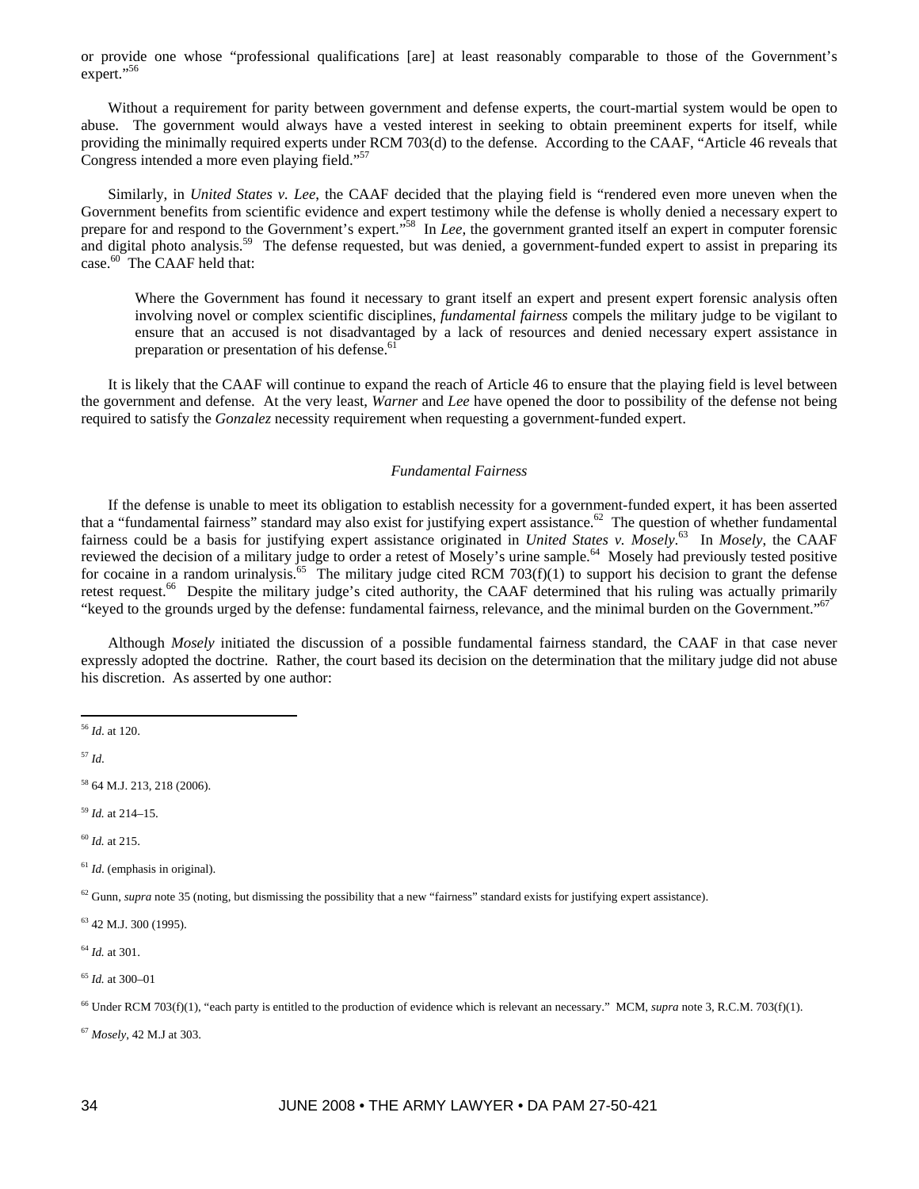or provide one whose "professional qualifications [are] at least reasonably comparable to those of the Government's expert."[56]

Without a requirement for parity between government and defense experts, the court-martial system would be open to abuse. The government would always have a vested interest in seeking to obtain preeminent experts for itself, while providing the minimally required experts under RCM 703(d) to the defense. According to the CAAF, "Article 46 reveals that Congress intended a more even playing field."[57]

Similarly, in *United States v. Lee*, the CAAF decided that the playing field is "rendered even more uneven when the Government benefits from scientific evidence and expert testimony while the defense is wholly denied a necessary expert to prepare for and respond to the Government's expert."[58] In *Lee*, the government granted itself an expert in computer forensic and digital photo analysis.[59] The defense requested, but was denied, a government-funded expert to assist in preparing its case.[60] The CAAF held that:

> Where the Government has found it necessary to grant itself an expert and present expert forensic analysis often involving novel or complex scientific disciplines, *fundamental fairness* compels the military judge to be vigilant to ensure that an accused is not disadvantaged by a lack of resources and denied necessary expert assistance in preparation or presentation of his defense.[61]

It is likely that the CAAF will continue to expand the reach of Article 46 to ensure that the playing field is level between the government and defense. At the very least, *Warner* and *Lee* have opened the door to possibility of the defense not being required to satisfy the *Gonzalez* necessity requirement when requesting a government-funded expert.

### *Fundamental Fairness*

If the defense is unable to meet its obligation to establish necessity for a government-funded expert, it has been asserted that a "fundamental fairness" standard may also exist for justifying expert assistance.[62] The question of whether fundamental fairness could be a basis for justifying expert assistance originated in *United States v. Mosely*.[63] In *Mosely*, the CAAF reviewed the decision of a military judge to order a retest of Mosely's urine sample.[64] Mosely had previously tested positive for cocaine in a random urinalysis.[65] The military judge cited RCM 703(f)(1) to support his decision to grant the defense retest request.[66] Despite the military judge's cited authority, the CAAF determined that his ruling was actually primarily "keyed to the grounds urged by the defense: fundamental fairness, relevance, and the minimal burden on the Government."[67]

Although *Mosely* initiated the discussion of a possible fundamental fairness standard, the CAAF in that case never expressly adopted the doctrine. Rather, the court based its decision on the determination that the military judge did not abuse his discretion. As asserted by one author:

---

[56] *Id*. at 120.

[57] *Id*.

[58] 64 M.J. 213, 218 (2006).

[59] *Id.* at 214–15.

[60] *Id.* at 215.

[61] *Id*. (emphasis in original).

[62] Gunn, *supra* note 35 (noting, but dismissing the possibility that a new "fairness" standard exists for justifying expert assistance).

[63] 42 M.J. 300 (1995).

[64] *Id.* at 301.

[65] *Id.* at 300–01

[66] Under RCM 703(f)(1), "each party is entitled to the production of evidence which is relevant an necessary." MCM, *supra* note 3, R.C.M. 703(f)(1).

[67] *Mosely*, 42 M.J at 303.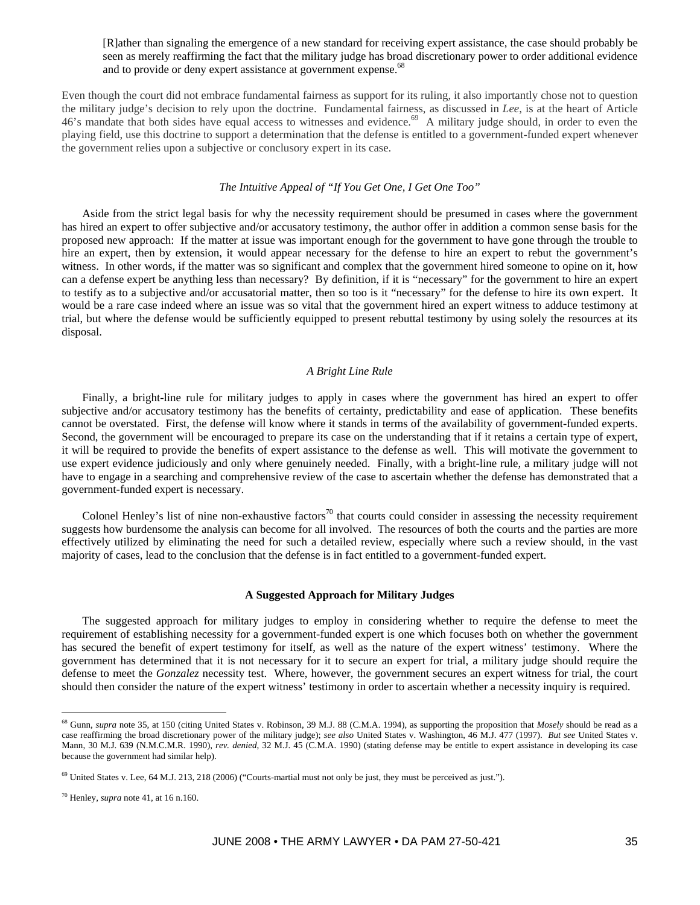> [R]ather than signaling the emergence of a new standard for receiving expert assistance, the case should probably be seen as merely reaffirming the fact that the military judge has broad discretionary power to order additional evidence and to provide or deny expert assistance at government expense.[68]

Even though the court did not embrace fundamental fairness as support for its ruling, it also importantly chose not to question the military judge's decision to rely upon the doctrine. Fundamental fairness, as discussed in *Lee*, is at the heart of Article 46's mandate that both sides have equal access to witnesses and evidence.[69] A military judge should, in order to even the playing field, use this doctrine to support a determination that the defense is entitled to a government-funded expert whenever the government relies upon a subjective or conclusory expert in its case.

*The Intuitive Appeal of "If You Get One, I Get One Too"*

Aside from the strict legal basis for why the necessity requirement should be presumed in cases where the government has hired an expert to offer subjective and/or accusatory testimony, the author offer in addition a common sense basis for the proposed new approach: If the matter at issue was important enough for the government to have gone through the trouble to hire an expert, then by extension, it would appear necessary for the defense to hire an expert to rebut the government's witness. In other words, if the matter was so significant and complex that the government hired someone to opine on it, how can a defense expert be anything less than necessary? By definition, if it is "necessary" for the government to hire an expert to testify as to a subjective and/or accusatorial matter, then so too is it "necessary" for the defense to hire its own expert. It would be a rare case indeed where an issue was so vital that the government hired an expert witness to adduce testimony at trial, but where the defense would be sufficiently equipped to present rebuttal testimony by using solely the resources at its disposal.

*A Bright Line Rule*

Finally, a bright-line rule for military judges to apply in cases where the government has hired an expert to offer subjective and/or accusatory testimony has the benefits of certainty, predictability and ease of application. These benefits cannot be overstated. First, the defense will know where it stands in terms of the availability of government-funded experts. Second, the government will be encouraged to prepare its case on the understanding that if it retains a certain type of expert, it will be required to provide the benefits of expert assistance to the defense as well. This will motivate the government to use expert evidence judiciously and only where genuinely needed. Finally, with a bright-line rule, a military judge will not have to engage in a searching and comprehensive review of the case to ascertain whether the defense has demonstrated that a government-funded expert is necessary.

Colonel Henley's list of nine non-exhaustive factors[70] that courts could consider in assessing the necessity requirement suggests how burdensome the analysis can become for all involved. The resources of both the courts and the parties are more effectively utilized by eliminating the need for such a detailed review, especially where such a review should, in the vast majority of cases, lead to the conclusion that the defense is in fact entitled to a government-funded expert.

**A Suggested Approach for Military Judges**

The suggested approach for military judges to employ in considering whether to require the defense to meet the requirement of establishing necessity for a government-funded expert is one which focuses both on whether the government has secured the benefit of expert testimony for itself, as well as the nature of the expert witness' testimony. Where the government has determined that it is not necessary for it to secure an expert for trial, a military judge should require the defense to meet the *Gonzalez* necessity test. Where, however, the government secures an expert witness for trial, the court should then consider the nature of the expert witness' testimony in order to ascertain whether a necessity inquiry is required.

---

[68] Gunn, *supra* note 35, at 150 (citing United States v. Robinson, 39 M.J. 88 (C.M.A. 1994), as supporting the proposition that *Mosely* should be read as a case reaffirming the broad discretionary power of the military judge); *see also* United States v. Washington, 46 M.J. 477 (1997). *But see* United States v. Mann, 30 M.J. 639 (N.M.C.M.R. 1990), *rev. denied*, 32 M.J. 45 (C.M.A. 1990) (stating defense may be entitle to expert assistance in developing its case because the government had similar help).

[69] United States v. Lee, 64 M.J. 213, 218 (2006) ("Courts-martial must not only be just, they must be perceived as just.").

[70] Henley, *supra* note 41, at 16 n.160.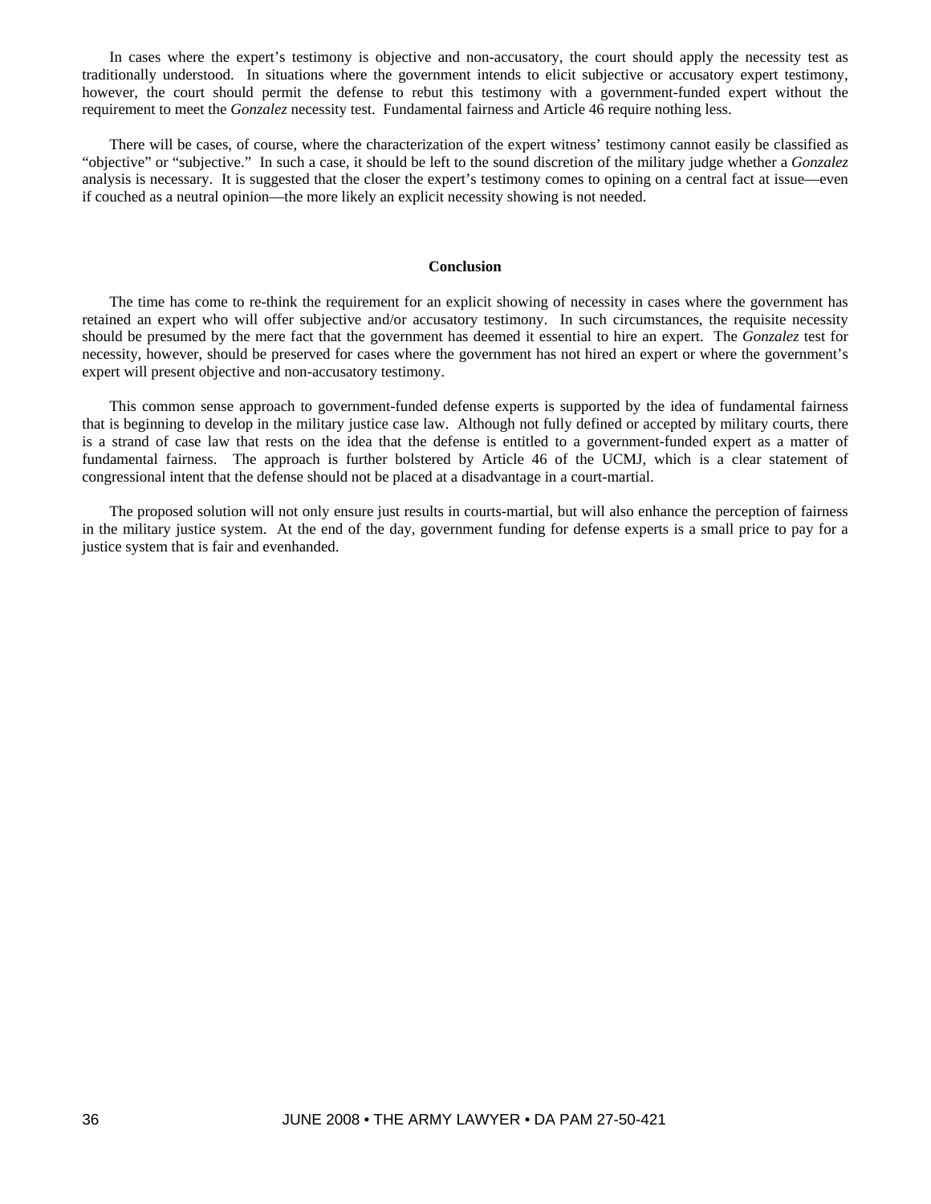In cases where the expert's testimony is objective and non-accusatory, the court should apply the necessity test as traditionally understood. In situations where the government intends to elicit subjective or accusatory expert testimony, however, the court should permit the defense to rebut this testimony with a government-funded expert without the requirement to meet the *Gonzalez* necessity test. Fundamental fairness and Article 46 require nothing less.

There will be cases, of course, where the characterization of the expert witness' testimony cannot easily be classified as "objective" or "subjective." In such a case, it should be left to the sound discretion of the military judge whether a *Gonzalez* analysis is necessary. It is suggested that the closer the expert's testimony comes to opining on a central fact at issue—even if couched as a neutral opinion—the more likely an explicit necessity showing is not needed.

## Conclusion

The time has come to re-think the requirement for an explicit showing of necessity in cases where the government has retained an expert who will offer subjective and/or accusatory testimony. In such circumstances, the requisite necessity should be presumed by the mere fact that the government has deemed it essential to hire an expert. The *Gonzalez* test for necessity, however, should be preserved for cases where the government has not hired an expert or where the government's expert will present objective and non-accusatory testimony.

This common sense approach to government-funded defense experts is supported by the idea of fundamental fairness that is beginning to develop in the military justice case law. Although not fully defined or accepted by military courts, there is a strand of case law that rests on the idea that the defense is entitled to a government-funded expert as a matter of fundamental fairness. The approach is further bolstered by Article 46 of the UCMJ, which is a clear statement of congressional intent that the defense should not be placed at a disadvantage in a court-martial.

The proposed solution will not only ensure just results in courts-martial, but will also enhance the perception of fairness in the military justice system. At the end of the day, government funding for defense experts is a small price to pay for a justice system that is fair and evenhanded.